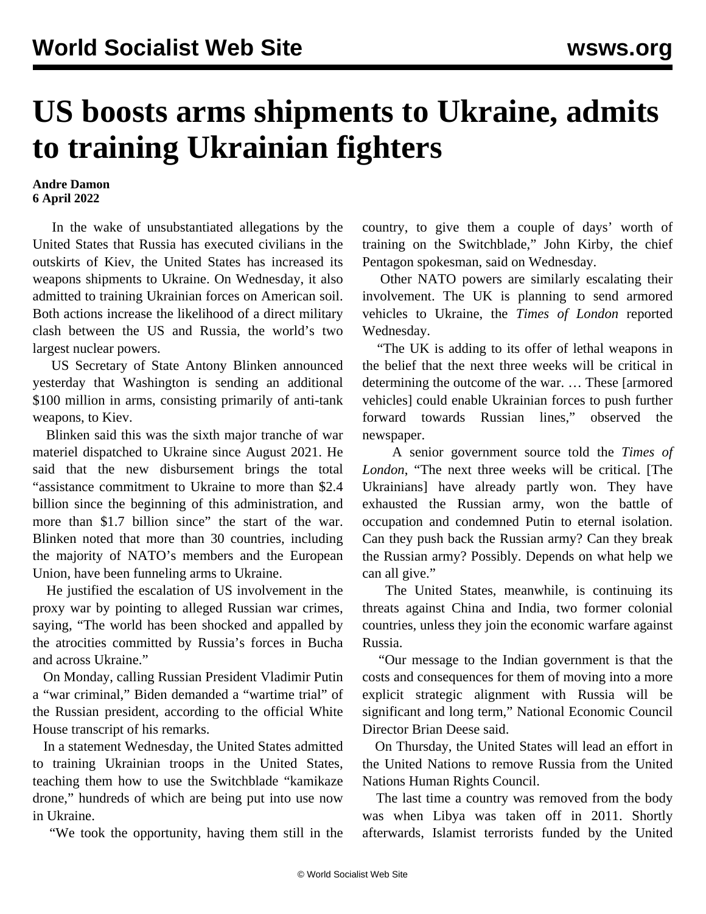# US boosts arms shipments to Ukraine, admits to training Ukrainian fighters

**Andre Damon**
**6 April 2022**

In the wake of unsubstantiated allegations by the United States that Russia has executed civilians in the outskirts of Kiev, the United States has increased its weapons shipments to Ukraine. On Wednesday, it also admitted to training Ukrainian forces on American soil. Both actions increase the likelihood of a direct military clash between the US and Russia, the world's two largest nuclear powers.

US Secretary of State Antony Blinken announced yesterday that Washington is sending an additional $100 million in arms, consisting primarily of anti-tank weapons, to Kiev.

Blinken said this was the sixth major tranche of war materiel dispatched to Ukraine since August 2021. He said that the new disbursement brings the total "assistance commitment to Ukraine to more than $2.4 billion since the beginning of this administration, and more than $1.7 billion since" the start of the war. Blinken noted that more than 30 countries, including the majority of NATO's members and the European Union, have been funneling arms to Ukraine.

He justified the escalation of US involvement in the proxy war by pointing to alleged Russian war crimes, saying, "The world has been shocked and appalled by the atrocities committed by Russia's forces in Bucha and across Ukraine."

On Monday, calling Russian President Vladimir Putin a "war criminal," Biden demanded a "wartime trial" of the Russian president, according to the official White House transcript of his remarks.

In a statement Wednesday, the United States admitted to training Ukrainian troops in the United States, teaching them how to use the Switchblade "kamikaze drone," hundreds of which are being put into use now in Ukraine.

"We took the opportunity, having them still in the country, to give them a couple of days' worth of training on the Switchblade," John Kirby, the chief Pentagon spokesman, said on Wednesday.

Other NATO powers are similarly escalating their involvement. The UK is planning to send armored vehicles to Ukraine, the *Times of London* reported Wednesday.

"The UK is adding to its offer of lethal weapons in the belief that the next three weeks will be critical in determining the outcome of the war. … These [armored vehicles] could enable Ukrainian forces to push further forward towards Russian lines," observed the newspaper.

A senior government source told the *Times of London*, "The next three weeks will be critical. [The Ukrainians] have already partly won. They have exhausted the Russian army, won the battle of occupation and condemned Putin to eternal isolation. Can they push back the Russian army? Can they break the Russian army? Possibly. Depends on what help we can all give."

The United States, meanwhile, is continuing its threats against China and India, two former colonial countries, unless they join the economic warfare against Russia.

"Our message to the Indian government is that the costs and consequences for them of moving into a more explicit strategic alignment with Russia will be significant and long term," National Economic Council Director Brian Deese said.

On Thursday, the United States will lead an effort in the United Nations to remove Russia from the United Nations Human Rights Council.

The last time a country was removed from the body was when Libya was taken off in 2011. Shortly afterwards, Islamist terrorists funded by the United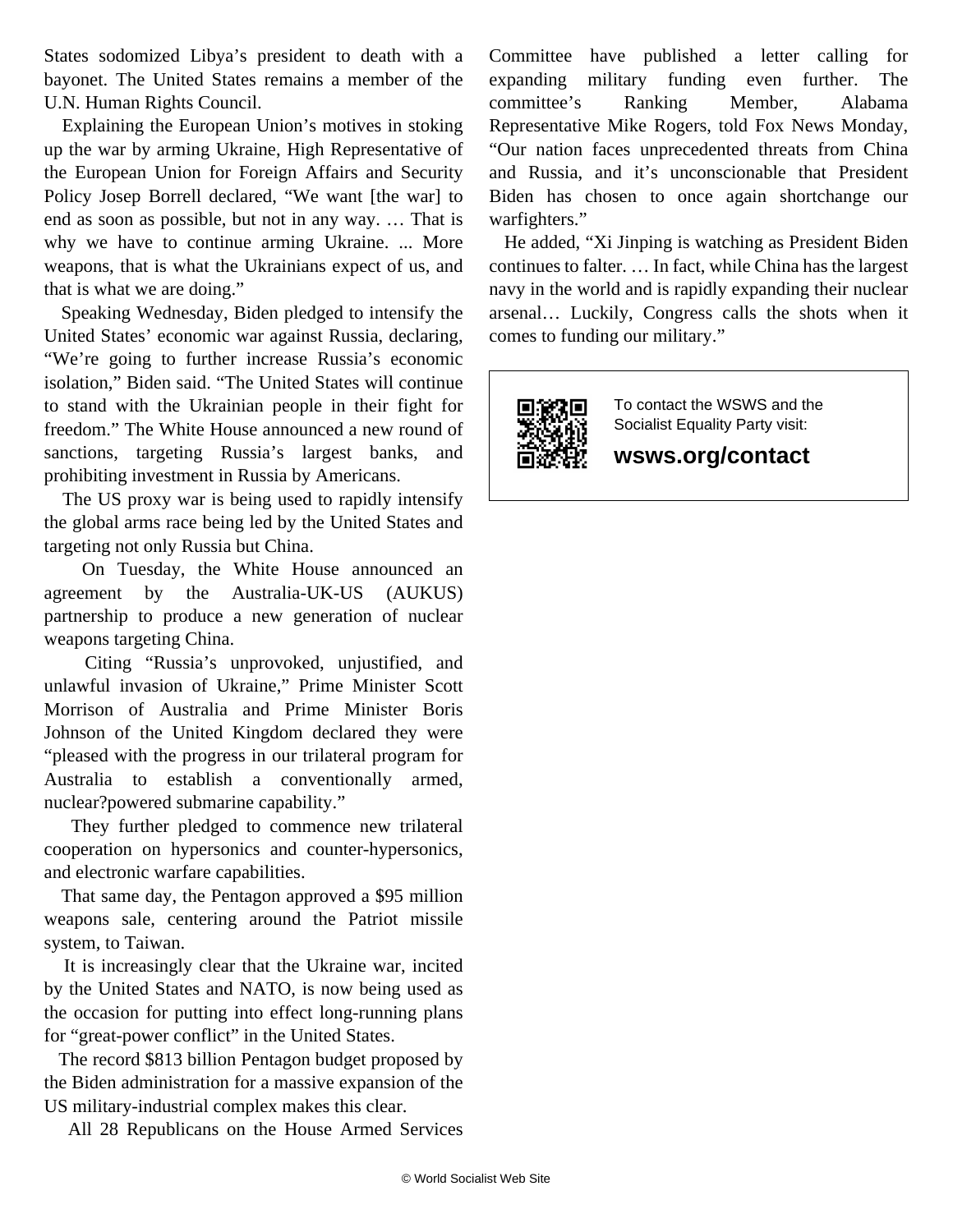States sodomized Libya's president to death with a bayonet. The United States remains a member of the U.N. Human Rights Council.

Explaining the European Union's motives in stoking up the war by arming Ukraine, High Representative of the European Union for Foreign Affairs and Security Policy Josep Borrell declared, "We want [the war] to end as soon as possible, but not in any way. … That is why we have to continue arming Ukraine. ... More weapons, that is what the Ukrainians expect of us, and that is what we are doing."

Speaking Wednesday, Biden pledged to intensify the United States' economic war against Russia, declaring, "We're going to further increase Russia's economic isolation," Biden said. "The United States will continue to stand with the Ukrainian people in their fight for freedom." The White House announced a new round of sanctions, targeting Russia's largest banks, and prohibiting investment in Russia by Americans.

The US proxy war is being used to rapidly intensify the global arms race being led by the United States and targeting not only Russia but China.

On Tuesday, the White House announced an agreement by the Australia-UK-US (AUKUS) partnership to produce a new generation of nuclear weapons targeting China.

Citing "Russia's unprovoked, unjustified, and unlawful invasion of Ukraine," Prime Minister Scott Morrison of Australia and Prime Minister Boris Johnson of the United Kingdom declared they were "pleased with the progress in our trilateral program for Australia to establish a conventionally armed, nuclear?powered submarine capability."

They further pledged to commence new trilateral cooperation on hypersonics and counter-hypersonics, and electronic warfare capabilities.

That same day, the Pentagon approved a $95 million weapons sale, centering around the Patriot missile system, to Taiwan.

It is increasingly clear that the Ukraine war, incited by the United States and NATO, is now being used as the occasion for putting into effect long-running plans for "great-power conflict" in the United States.

The record $813 billion Pentagon budget proposed by the Biden administration for a massive expansion of the US military-industrial complex makes this clear.

All 28 Republicans on the House Armed Services Committee have published a letter calling for expanding military funding even further. The committee's Ranking Member, Alabama Representative Mike Rogers, told Fox News Monday, "Our nation faces unprecedented threats from China and Russia, and it's unconscionable that President Biden has chosen to once again shortchange our warfighters."

He added, "Xi Jinping is watching as President Biden continues to falter. … In fact, while China has the largest navy in the world and is rapidly expanding their nuclear arsenal… Luckily, Congress calls the shots when it comes to funding our military."

To contact the WSWS and the Socialist Equality Party visit:

**wsws.org/contact**